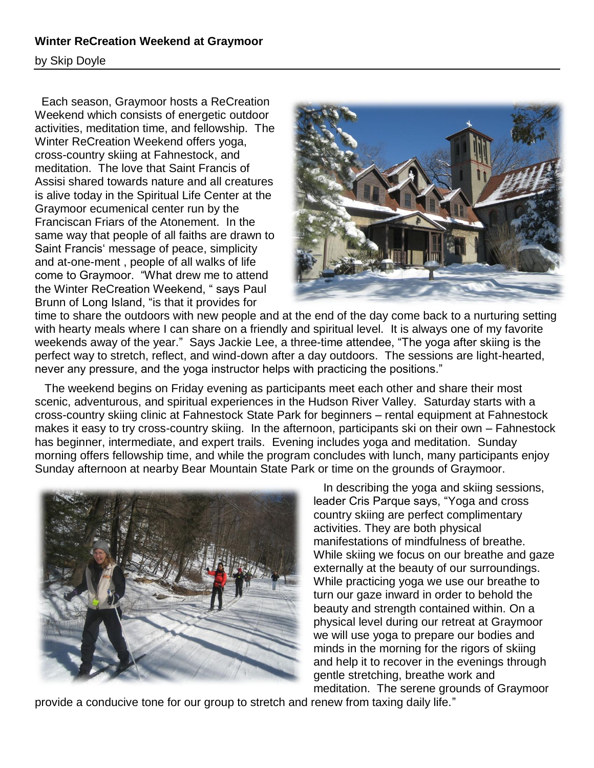**Winter ReCreation Weekend at Graymoor**

by Skip Doyle

Each season, Graymoor hosts a ReCreation Weekend which consists of energetic outdoor activities, meditation time, and fellowship. The Winter ReCreation Weekend offers yoga, cross-country skiing at Fahnestock, and meditation. The love that Saint Francis of Assisi shared towards nature and all creatures is alive today in the Spiritual Life Center at the Graymoor ecumenical center run by the Franciscan Friars of the Atonement. In the same way that people of all faiths are drawn to Saint Francis' message of peace, simplicity and at-one-ment , people of all walks of life come to Graymoor. "What drew me to attend the Winter ReCreation Weekend, " says Paul Brunn of Long Island, "is that it provides for time to share the outdoors with new people and at the end of the day come back to a nurturing setting with hearty meals where I can share on a friendly and spiritual level. It is always one of my favorite weekends away of the year." Says Jackie Lee, a three-time attendee, "The yoga after skiing is the perfect way to stretch, reflect, and wind-down after a day outdoors. The sessions are light-hearted, never any pressure, and the yoga instructor helps with practicing the positions."

The weekend begins on Friday evening as participants meet each other and share their most scenic, adventurous, and spiritual experiences in the Hudson River Valley. Saturday starts with a cross-country skiing clinic at Fahnestock State Park for beginners – rental equipment at Fahnestock makes it easy to try cross-country skiing. In the afternoon, participants ski on their own – Fahnestock has beginner, intermediate, and expert trails. Evening includes yoga and meditation. Sunday morning offers fellowship time, and while the program concludes with lunch, many participants enjoy Sunday afternoon at nearby Bear Mountain State Park or time on the grounds of Graymoor.

In describing the yoga and skiing sessions, leader Cris Parque says, "Yoga and cross country skiing are perfect complimentary activities. They are both physical manifestations of mindfulness of breathe. While skiing we focus on our breathe and gaze externally at the beauty of our surroundings. While practicing yoga we use our breathe to turn our gaze inward in order to behold the beauty and strength contained within. On a physical level during our retreat at Graymoor we will use yoga to prepare our bodies and minds in the morning for the rigors of skiing and help it to recover in the evenings through gentle stretching, breathe work and meditation. The serene grounds of Graymoor provide a conducive tone for our group to stretch and renew from taxing daily life."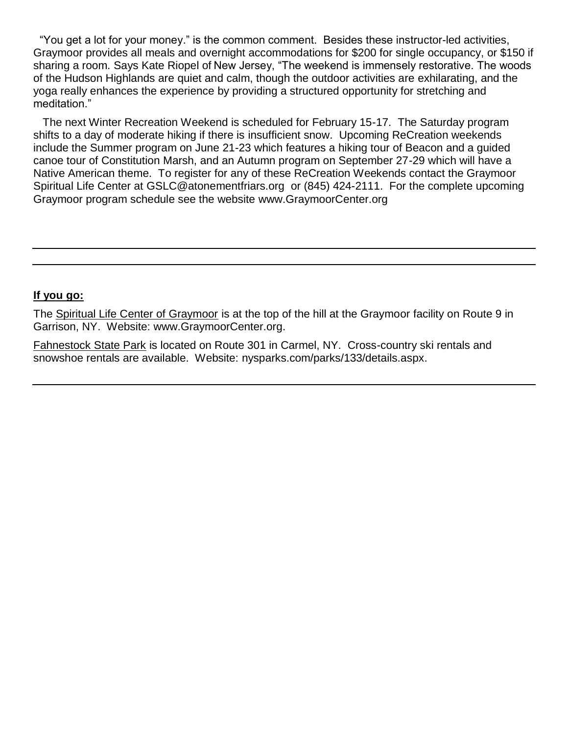"You get a lot for your money." is the common comment. Besides these instructor-led activities, Graymoor provides all meals and overnight accommodations for $200 for single occupancy, or $150 if sharing a room. Says Kate Riopel of New Jersey, "The weekend is immensely restorative. The woods of the Hudson Highlands are quiet and calm, though the outdoor activities are exhilarating, and the yoga really enhances the experience by providing a structured opportunity for stretching and meditation."

The next Winter Recreation Weekend is scheduled for February 15-17. The Saturday program shifts to a day of moderate hiking if there is insufficient snow. Upcoming ReCreation weekends include the Summer program on June 21-23 which features a hiking tour of Beacon and a guided canoe tour of Constitution Marsh, and an Autumn program on September 27-29 which will have a Native American theme. To register for any of these ReCreation Weekends contact the Graymoor Spiritual Life Center at GSLC@atonementfriars.org or (845) 424-2111. For the complete upcoming Graymoor program schedule see the website www.GraymoorCenter.org

---

**If you go:**

The Spiritual Life Center of Graymoor is at the top of the hill at the Graymoor facility on Route 9 in Garrison, NY. Website: www.GraymoorCenter.org.

Fahnestock State Park is located on Route 301 in Carmel, NY. Cross-country ski rentals and snowshoe rentals are available. Website: nysparks.com/parks/133/details.aspx.

---